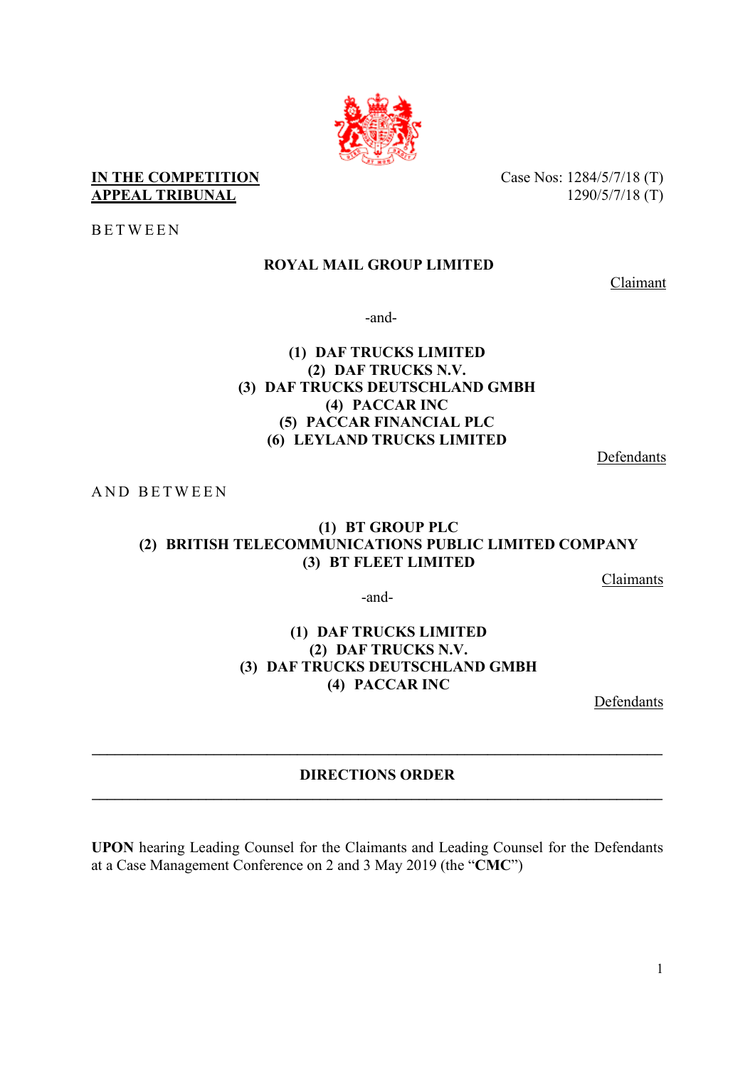**IN THE COMPETITION APPEAL TRIBUNAL**

Case Nos: 1284/5/7/18 (T)
1290/5/7/18 (T)

B E T W E E N

**ROYAL MAIL GROUP LIMITED**

Claimant

-and-

**(1) DAF TRUCKS LIMITED**
**(2) DAF TRUCKS N.V.**
**(3) DAF TRUCKS DEUTSCHLAND GMBH**
**(4) PACCAR INC**
**(5) PACCAR FINANCIAL PLC**
**(6) LEYLAND TRUCKS LIMITED**

Defendants

A N D  B E T W E E N

**(1) BT GROUP PLC**
**(2) BRITISH TELECOMMUNICATIONS PUBLIC LIMITED COMPANY**
**(3) BT FLEET LIMITED**

Claimants

-and-

**(1) DAF TRUCKS LIMITED**
**(2) DAF TRUCKS N.V.**
**(3) DAF TRUCKS DEUTSCHLAND GMBH**
**(4) PACCAR INC**

Defendants

---

**DIRECTIONS ORDER**

---

**UPON** hearing Leading Counsel for the Claimants and Leading Counsel for the Defendants at a Case Management Conference on 2 and 3 May 2019 (the "**CMC**")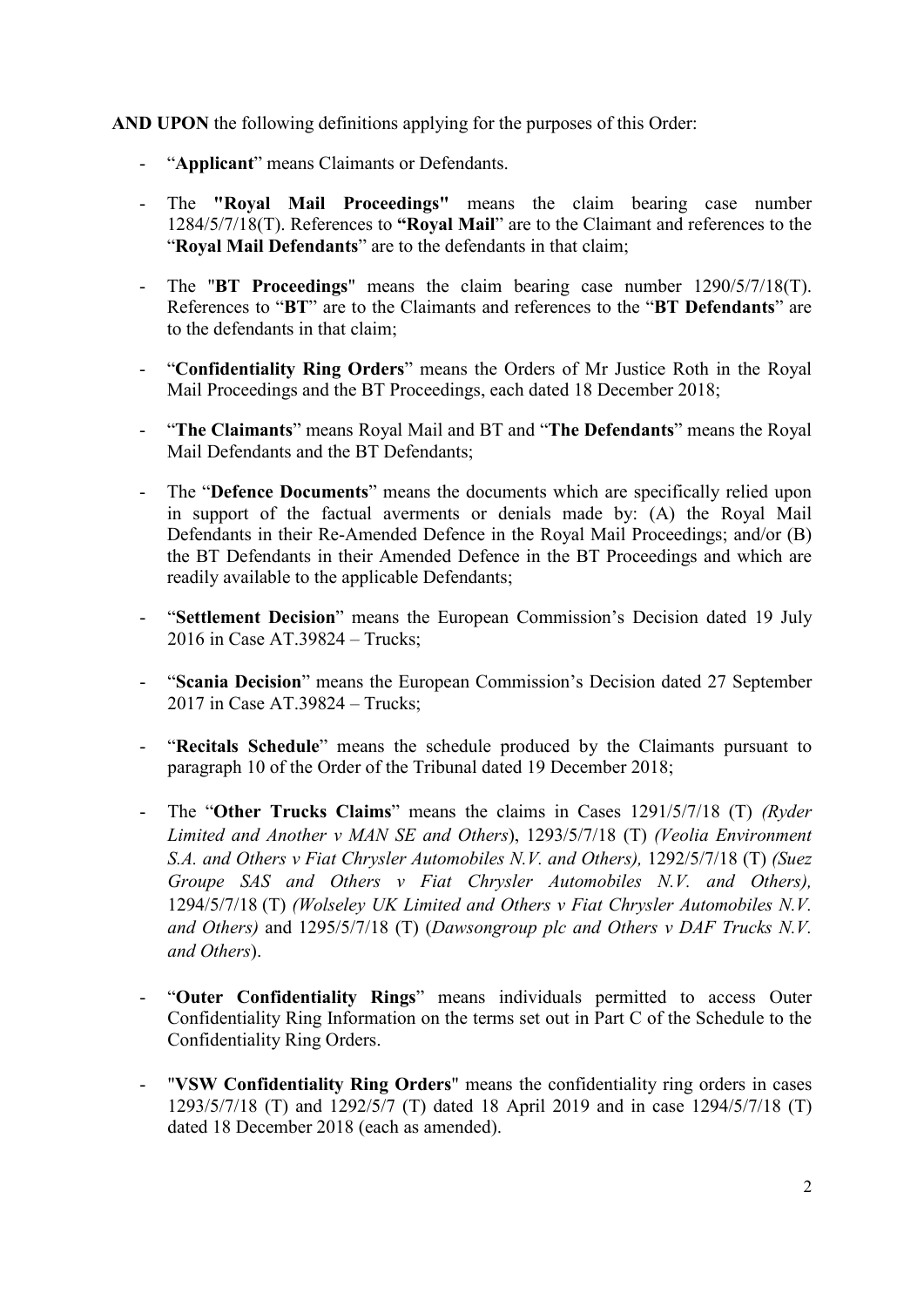**AND UPON** the following definitions applying for the purposes of this Order:

- "**Applicant**" means Claimants or Defendants.

- The **"Royal Mail Proceedings"** means the claim bearing case number 1284/5/7/18(T). References to **"Royal Mail**" are to the Claimant and references to the "**Royal Mail Defendants**" are to the defendants in that claim;

- The "**BT Proceedings**" means the claim bearing case number 1290/5/7/18(T). References to "**BT**" are to the Claimants and references to the "**BT Defendants**" are to the defendants in that claim;

- "**Confidentiality Ring Orders**" means the Orders of Mr Justice Roth in the Royal Mail Proceedings and the BT Proceedings, each dated 18 December 2018;

- "**The Claimants**" means Royal Mail and BT and "**The Defendants**" means the Royal Mail Defendants and the BT Defendants;

- The "**Defence Documents**" means the documents which are specifically relied upon in support of the factual averments or denials made by: (A) the Royal Mail Defendants in their Re-Amended Defence in the Royal Mail Proceedings; and/or (B) the BT Defendants in their Amended Defence in the BT Proceedings and which are readily available to the applicable Defendants;

- "**Settlement Decision**" means the European Commission's Decision dated 19 July 2016 in Case AT.39824 – Trucks;

- "**Scania Decision**" means the European Commission's Decision dated 27 September 2017 in Case AT.39824 – Trucks;

- "**Recitals Schedule**" means the schedule produced by the Claimants pursuant to paragraph 10 of the Order of the Tribunal dated 19 December 2018;

- The "**Other Trucks Claims**" means the claims in Cases 1291/5/7/18 (T) *(Ryder Limited and Another v MAN SE and Others*), 1293/5/7/18 (T) *(Veolia Environment S.A. and Others v Fiat Chrysler Automobiles N.V. and Others),* 1292/5/7/18 (T) *(Suez Groupe SAS and Others v Fiat Chrysler Automobiles N.V. and Others),* 1294/5/7/18 (T) *(Wolseley UK Limited and Others v Fiat Chrysler Automobiles N.V. and Others)* and 1295/5/7/18 (T) (*Dawsongroup plc and Others v DAF Trucks N.V. and Others*).

- "**Outer Confidentiality Rings**" means individuals permitted to access Outer Confidentiality Ring Information on the terms set out in Part C of the Schedule to the Confidentiality Ring Orders.

- "**VSW Confidentiality Ring Orders**" means the confidentiality ring orders in cases 1293/5/7/18 (T) and 1292/5/7 (T) dated 18 April 2019 and in case 1294/5/7/18 (T) dated 18 December 2018 (each as amended).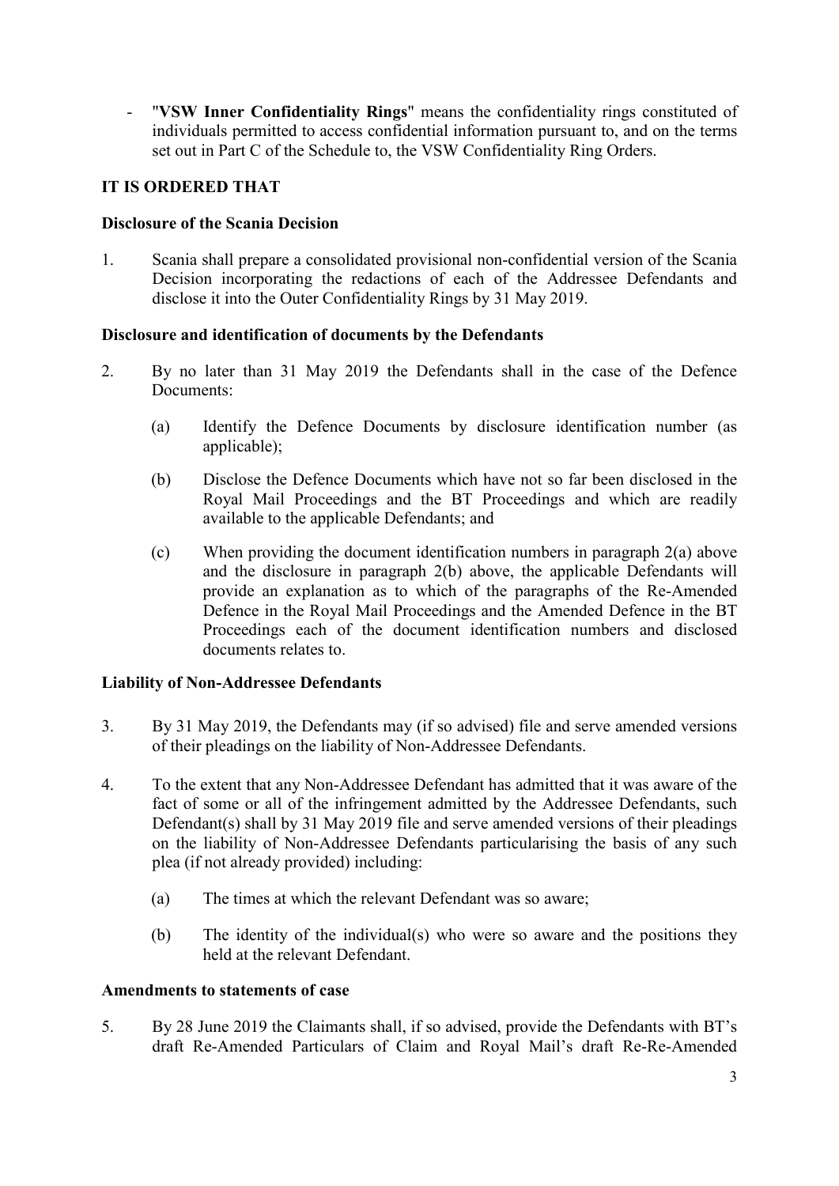- "**VSW Inner Confidentiality Rings**" means the confidentiality rings constituted of individuals permitted to access confidential information pursuant to, and on the terms set out in Part C of the Schedule to, the VSW Confidentiality Ring Orders.

**IT IS ORDERED THAT**

**Disclosure of the Scania Decision**

1. Scania shall prepare a consolidated provisional non-confidential version of the Scania Decision incorporating the redactions of each of the Addressee Defendants and disclose it into the Outer Confidentiality Rings by 31 May 2019.

**Disclosure and identification of documents by the Defendants**

2. By no later than 31 May 2019 the Defendants shall in the case of the Defence Documents:

    (a) Identify the Defence Documents by disclosure identification number (as applicable);

    (b) Disclose the Defence Documents which have not so far been disclosed in the Royal Mail Proceedings and the BT Proceedings and which are readily available to the applicable Defendants; and

    (c) When providing the document identification numbers in paragraph 2(a) above and the disclosure in paragraph 2(b) above, the applicable Defendants will provide an explanation as to which of the paragraphs of the Re-Amended Defence in the Royal Mail Proceedings and the Amended Defence in the BT Proceedings each of the document identification numbers and disclosed documents relates to.

**Liability of Non-Addressee Defendants**

3. By 31 May 2019, the Defendants may (if so advised) file and serve amended versions of their pleadings on the liability of Non-Addressee Defendants.

4. To the extent that any Non-Addressee Defendant has admitted that it was aware of the fact of some or all of the infringement admitted by the Addressee Defendants, such Defendant(s) shall by 31 May 2019 file and serve amended versions of their pleadings on the liability of Non-Addressee Defendants particularising the basis of any such plea (if not already provided) including:

    (a) The times at which the relevant Defendant was so aware;

    (b) The identity of the individual(s) who were so aware and the positions they held at the relevant Defendant.

**Amendments to statements of case**

5. By 28 June 2019 the Claimants shall, if so advised, provide the Defendants with BT's draft Re-Amended Particulars of Claim and Royal Mail's draft Re-Re-Amended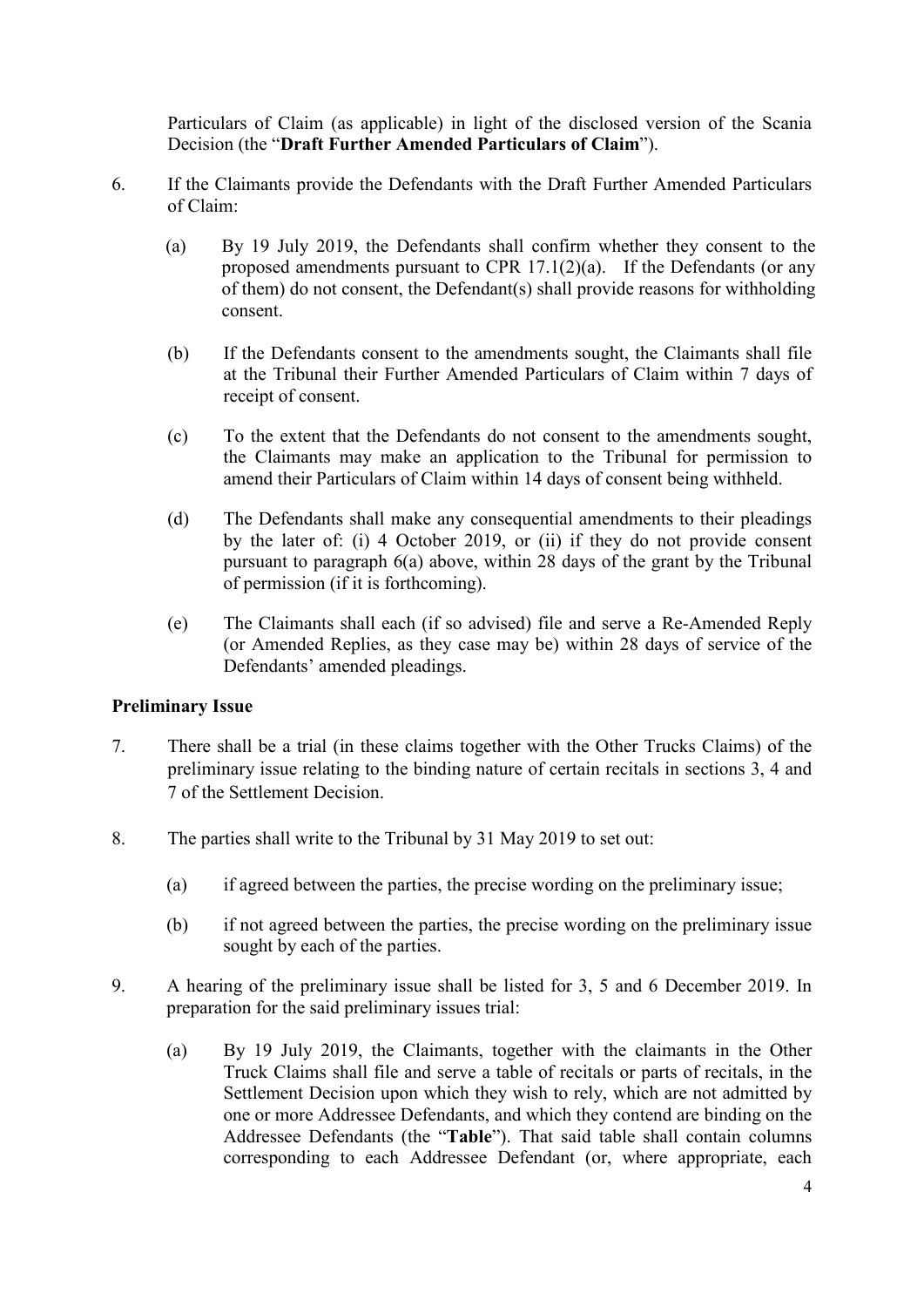Particulars of Claim (as applicable) in light of the disclosed version of the Scania Decision (the "**Draft Further Amended Particulars of Claim**").

6. If the Claimants provide the Defendants with the Draft Further Amended Particulars of Claim:

   (a) By 19 July 2019, the Defendants shall confirm whether they consent to the proposed amendments pursuant to CPR 17.1(2)(a). If the Defendants (or any of them) do not consent, the Defendant(s) shall provide reasons for withholding consent.

   (b) If the Defendants consent to the amendments sought, the Claimants shall file at the Tribunal their Further Amended Particulars of Claim within 7 days of receipt of consent.

   (c) To the extent that the Defendants do not consent to the amendments sought, the Claimants may make an application to the Tribunal for permission to amend their Particulars of Claim within 14 days of consent being withheld.

   (d) The Defendants shall make any consequential amendments to their pleadings by the later of: (i) 4 October 2019, or (ii) if they do not provide consent pursuant to paragraph 6(a) above, within 28 days of the grant by the Tribunal of permission (if it is forthcoming).

   (e) The Claimants shall each (if so advised) file and serve a Re-Amended Reply (or Amended Replies, as they case may be) within 28 days of service of the Defendants' amended pleadings.

**Preliminary Issue**

7. There shall be a trial (in these claims together with the Other Trucks Claims) of the preliminary issue relating to the binding nature of certain recitals in sections 3, 4 and 7 of the Settlement Decision.

8. The parties shall write to the Tribunal by 31 May 2019 to set out:

   (a) if agreed between the parties, the precise wording on the preliminary issue;

   (b) if not agreed between the parties, the precise wording on the preliminary issue sought by each of the parties.

9. A hearing of the preliminary issue shall be listed for 3, 5 and 6 December 2019. In preparation for the said preliminary issues trial:

   (a) By 19 July 2019, the Claimants, together with the claimants in the Other Truck Claims shall file and serve a table of recitals or parts of recitals, in the Settlement Decision upon which they wish to rely, which are not admitted by one or more Addressee Defendants, and which they contend are binding on the Addressee Defendants (the "**Table**"). That said table shall contain columns corresponding to each Addressee Defendant (or, where appropriate, each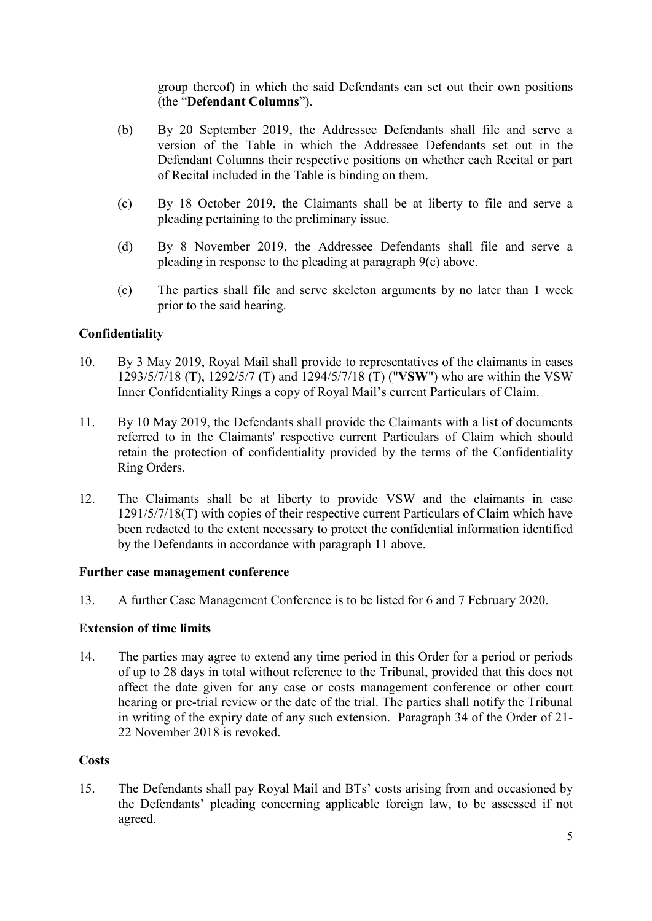group thereof) in which the said Defendants can set out their own positions (the "**Defendant Columns**").

(b) By 20 September 2019, the Addressee Defendants shall file and serve a version of the Table in which the Addressee Defendants set out in the Defendant Columns their respective positions on whether each Recital or part of Recital included in the Table is binding on them.

(c) By 18 October 2019, the Claimants shall be at liberty to file and serve a pleading pertaining to the preliminary issue.

(d) By 8 November 2019, the Addressee Defendants shall file and serve a pleading in response to the pleading at paragraph 9(c) above.

(e) The parties shall file and serve skeleton arguments by no later than 1 week prior to the said hearing.

**Confidentiality**

10. By 3 May 2019, Royal Mail shall provide to representatives of the claimants in cases 1293/5/7/18 (T), 1292/5/7 (T) and 1294/5/7/18 (T) ("**VSW**") who are within the VSW Inner Confidentiality Rings a copy of Royal Mail's current Particulars of Claim.

11. By 10 May 2019, the Defendants shall provide the Claimants with a list of documents referred to in the Claimants' respective current Particulars of Claim which should retain the protection of confidentiality provided by the terms of the Confidentiality Ring Orders.

12. The Claimants shall be at liberty to provide VSW and the claimants in case 1291/5/7/18(T) with copies of their respective current Particulars of Claim which have been redacted to the extent necessary to protect the confidential information identified by the Defendants in accordance with paragraph 11 above.

**Further case management conference**

13. A further Case Management Conference is to be listed for 6 and 7 February 2020.

**Extension of time limits**

14. The parties may agree to extend any time period in this Order for a period or periods of up to 28 days in total without reference to the Tribunal, provided that this does not affect the date given for any case or costs management conference or other court hearing or pre-trial review or the date of the trial. The parties shall notify the Tribunal in writing of the expiry date of any such extension. Paragraph 34 of the Order of 21-22 November 2018 is revoked.

**Costs**

15. The Defendants shall pay Royal Mail and BTs' costs arising from and occasioned by the Defendants' pleading concerning applicable foreign law, to be assessed if not agreed.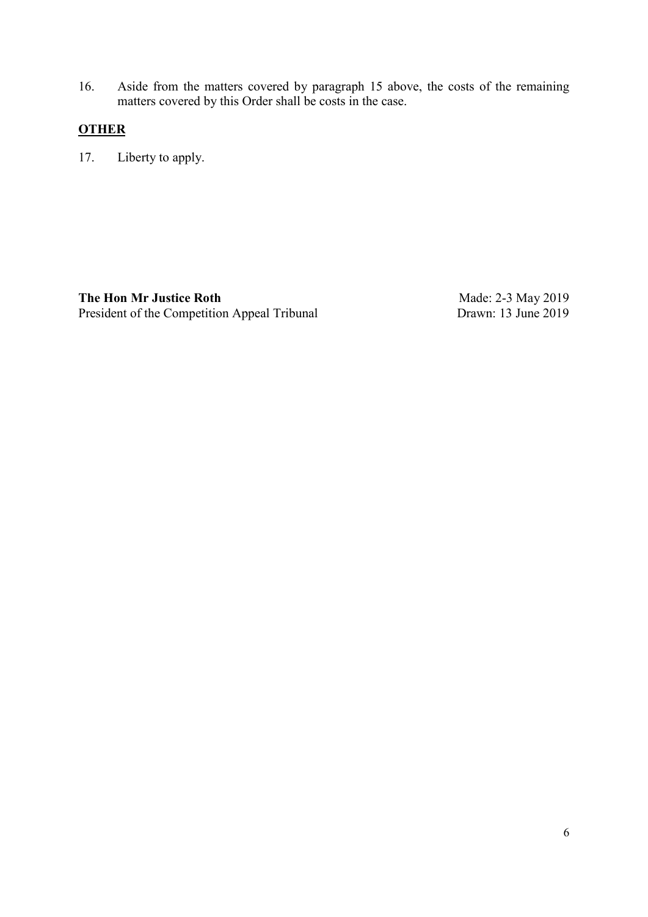16. Aside from the matters covered by paragraph 15 above, the costs of the remaining matters covered by this Order shall be costs in the case.

**OTHER**

17. Liberty to apply.

**The Hon Mr Justice Roth**
President of the Competition Appeal Tribunal

Made: 2-3 May 2019
Drawn: 13 June 2019